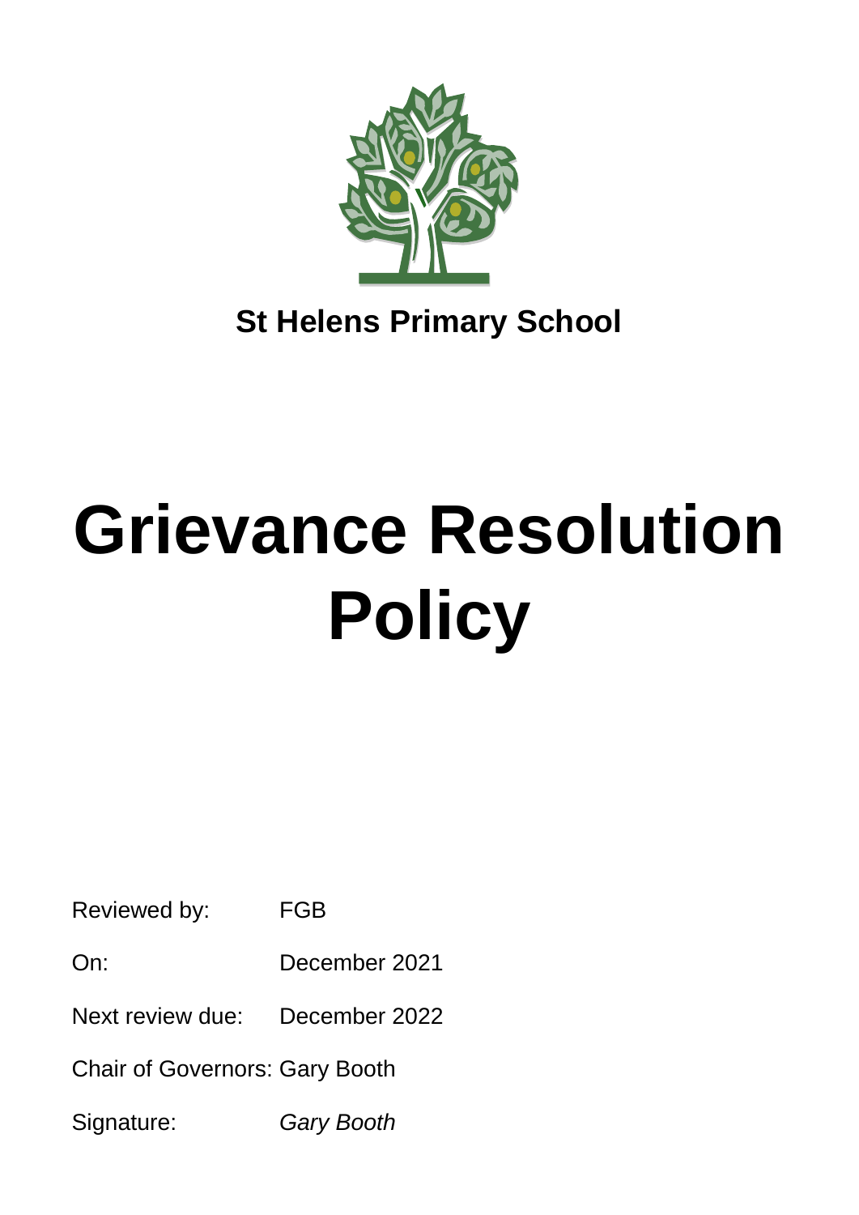**St Helens Primary School**

# Grievance Resolution Policy

Reviewed by: FGB

On: December 2021

Next review due: December 2022

Chair of Governors: Gary Booth

Signature: *Gary Booth*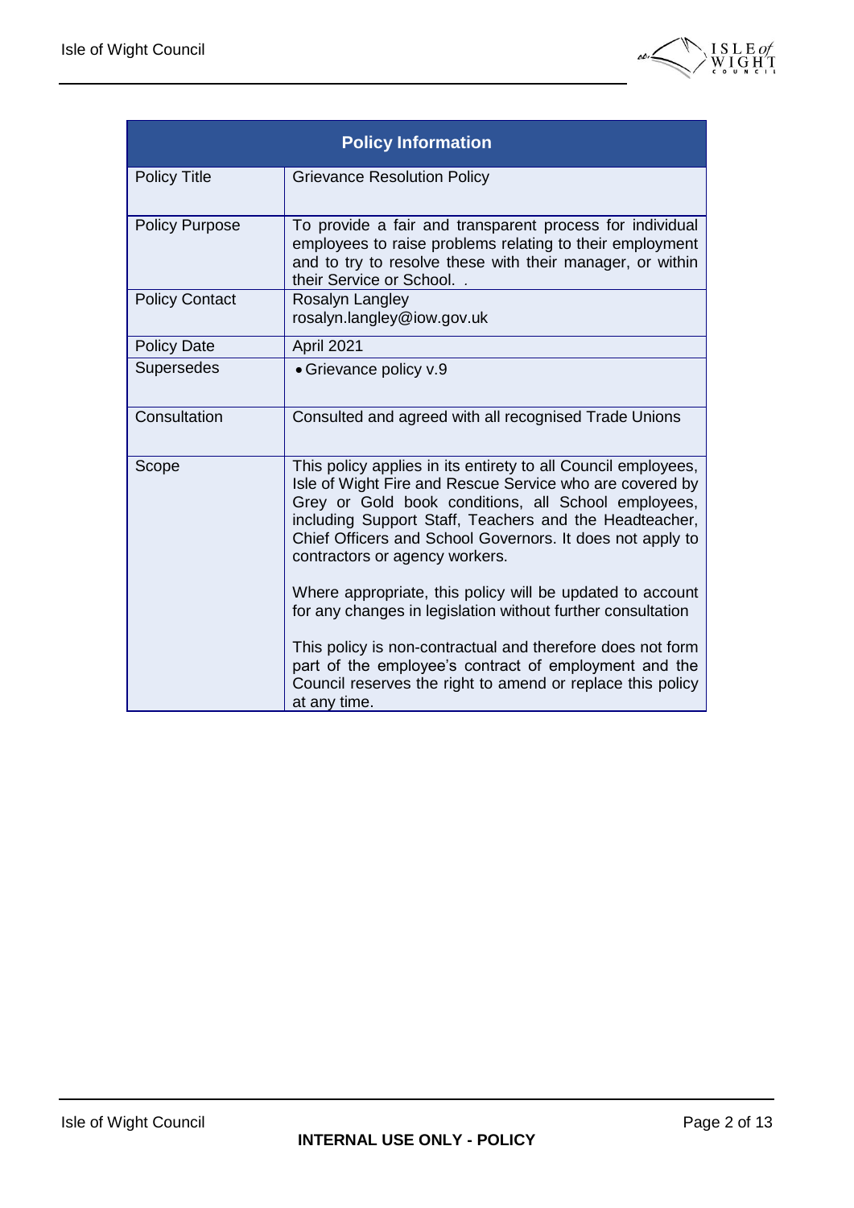| Policy Information | |
|---|---|
| Policy Title | Grievance Resolution Policy |
| Policy Purpose | To provide a fair and transparent process for individual employees to raise problems relating to their employment and to try to resolve these with their manager, or within their Service or School. . |
| Policy Contact | Rosalyn Langley<br>rosalyn.langley@iow.gov.uk |
| Policy Date | April 2021 |
| Supersedes | • Grievance policy v.9 |
| Consultation | Consulted and agreed with all recognised Trade Unions |
| Scope | This policy applies in its entirety to all Council employees, Isle of Wight Fire and Rescue Service who are covered by Grey or Gold book conditions, all School employees, including Support Staff, Teachers and the Headteacher, Chief Officers and School Governors. It does not apply to contractors or agency workers.<br><br>Where appropriate, this policy will be updated to account for any changes in legislation without further consultation<br><br>This policy is non-contractual and therefore does not form part of the employee's contract of employment and the Council reserves the right to amend or replace this policy at any time. |

**INTERNAL USE ONLY - POLICY**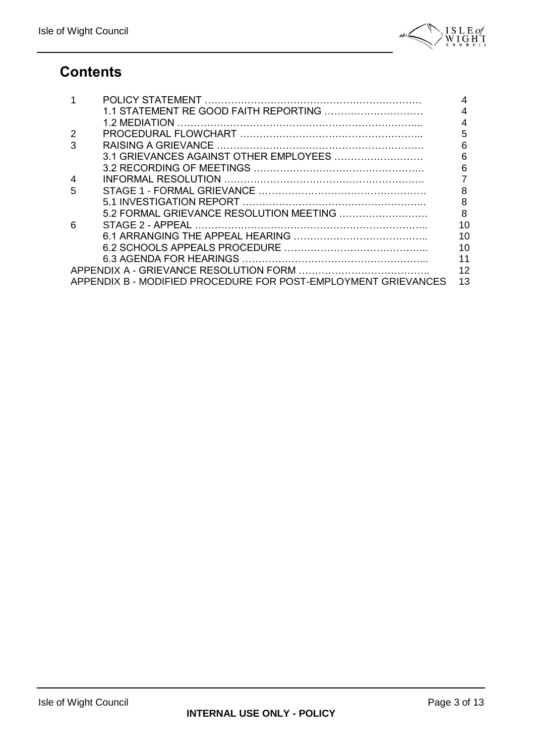## Contents

| | | |
|---|---|---|
| 1 | POLICY STATEMENT | 4 |
| | 1.1 STATEMENT RE GOOD FAITH REPORTING | 4 |
| | 1.2 MEDIATION | 4 |
| 2 | PROCEDURAL FLOWCHART | 5 |
| 3 | RAISING A GRIEVANCE | 6 |
| | 3.1 GRIEVANCES AGAINST OTHER EMPLOYEES | 6 |
| | 3.2 RECORDING OF MEETINGS | 6 |
| 4 | INFORMAL RESOLUTION | 7 |
| 5 | STAGE 1 - FORMAL GRIEVANCE | 8 |
| | 5.1 INVESTIGATION REPORT | 8 |
| | 5.2 FORMAL GRIEVANCE RESOLUTION MEETING | 8 |
| 6 | STAGE 2 - APPEAL | 10 |
| | 6.1 ARRANGING THE APPEAL HEARING | 10 |
| | 6.2 SCHOOLS APPEALS PROCEDURE | 10 |
| | 6.3 AGENDA FOR HEARINGS | 11 |
| APPENDIX A - GRIEVANCE RESOLUTION FORM | | 12 |
| APPENDIX B - MODIFIED PROCEDURE FOR POST-EMPLOYMENT GRIEVANCES | | 13 |

**INTERNAL USE ONLY - POLICY**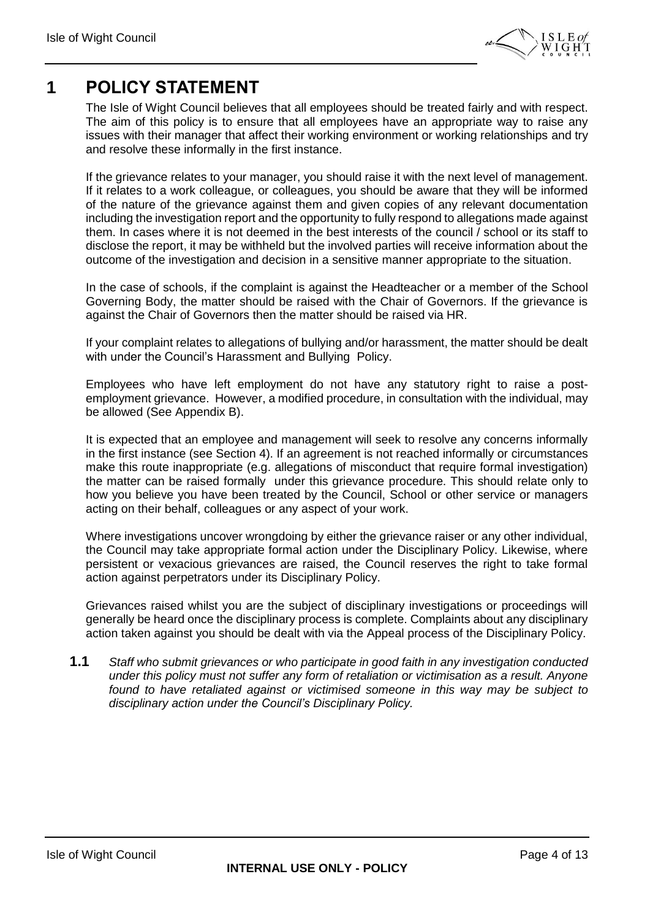# 1 POLICY STATEMENT

The Isle of Wight Council believes that all employees should be treated fairly and with respect. The aim of this policy is to ensure that all employees have an appropriate way to raise any issues with their manager that affect their working environment or working relationships and try and resolve these informally in the first instance.

If the grievance relates to your manager, you should raise it with the next level of management. If it relates to a work colleague, or colleagues, you should be aware that they will be informed of the nature of the grievance against them and given copies of any relevant documentation including the investigation report and the opportunity to fully respond to allegations made against them. In cases where it is not deemed in the best interests of the council / school or its staff to disclose the report, it may be withheld but the involved parties will receive information about the outcome of the investigation and decision in a sensitive manner appropriate to the situation.

In the case of schools, if the complaint is against the Headteacher or a member of the School Governing Body, the matter should be raised with the Chair of Governors. If the grievance is against the Chair of Governors then the matter should be raised via HR.

If your complaint relates to allegations of bullying and/or harassment, the matter should be dealt with under the Council's Harassment and Bullying Policy.

Employees who have left employment do not have any statutory right to raise a post-employment grievance. However, a modified procedure, in consultation with the individual, may be allowed (See Appendix B).

It is expected that an employee and management will seek to resolve any concerns informally in the first instance (see Section 4). If an agreement is not reached informally or circumstances make this route inappropriate (e.g. allegations of misconduct that require formal investigation) the matter can be raised formally under this grievance procedure. This should relate only to how you believe you have been treated by the Council, School or other service or managers acting on their behalf, colleagues or any aspect of your work.

Where investigations uncover wrongdoing by either the grievance raiser or any other individual, the Council may take appropriate formal action under the Disciplinary Policy. Likewise, where persistent or vexacious grievances are raised, the Council reserves the right to take formal action against perpetrators under its Disciplinary Policy.

Grievances raised whilst you are the subject of disciplinary investigations or proceedings will generally be heard once the disciplinary process is complete. Complaints about any disciplinary action taken against you should be dealt with via the Appeal process of the Disciplinary Policy.

**1.1** *Staff who submit grievances or who participate in good faith in any investigation conducted under this policy must not suffer any form of retaliation or victimisation as a result. Anyone found to have retaliated against or victimised someone in this way may be subject to disciplinary action under the Council's Disciplinary Policy.*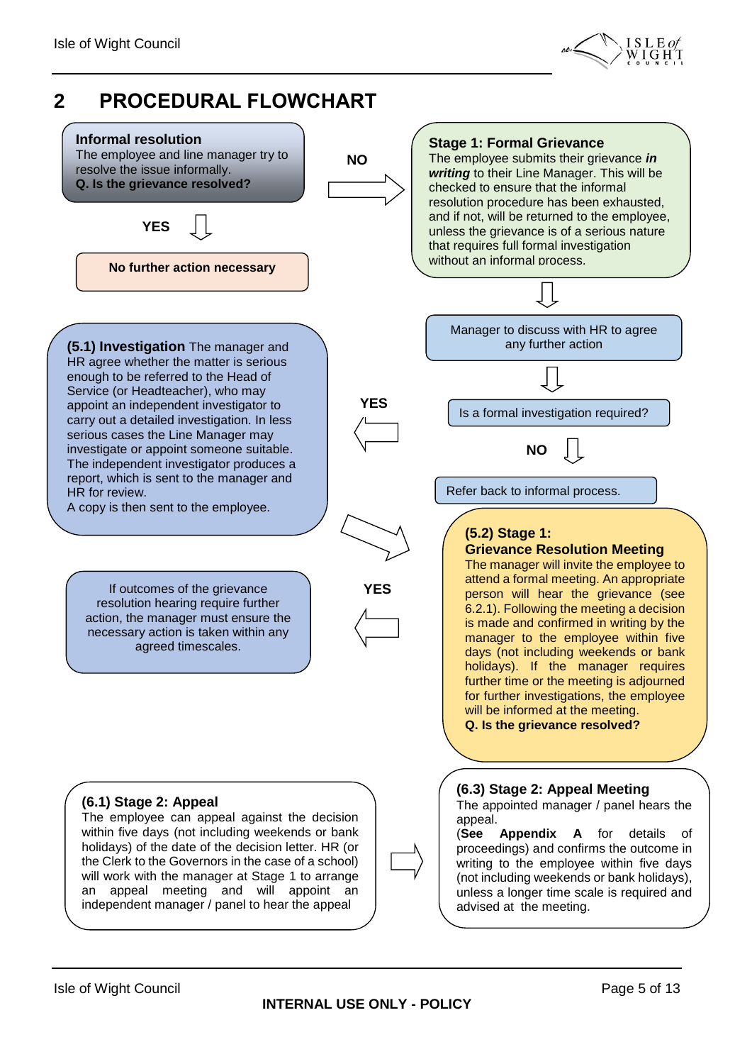## 2 PROCEDURAL FLOWCHART

**Informal resolution**
The employee and line manager try to resolve the issue informally.
**Q. Is the grievance resolved?**

YES

No further action necessary

NO

**Stage 1: Formal Grievance**
The employee submits their grievance ***in writing*** to their Line Manager. This will be checked to ensure that the informal resolution procedure has been exhausted, and if not, will be returned to the employee, unless the grievance is of a serious nature that requires full formal investigation without an informal process.

Manager to discuss with HR to agree any further action

Is a formal investigation required?

YES

**(5.1) Investigation** The manager and HR agree whether the matter is serious enough to be referred to the Head of Service (or Headteacher), who may appoint an independent investigator to carry out a detailed investigation. In less serious cases the Line Manager may investigate or appoint someone suitable. The independent investigator produces a report, which is sent to the manager and HR for review.
A copy is then sent to the employee.

NO

Refer back to informal process.

**(5.2) Stage 1:**
**Grievance Resolution Meeting**
The manager will invite the employee to attend a formal meeting. An appropriate person will hear the grievance (see 6.2.1). Following the meeting a decision is made and confirmed in writing by the manager to the employee within five days (not including weekends or bank holidays). If the manager requires further time or the meeting is adjourned for further investigations, the employee will be informed at the meeting.
**Q. Is the grievance resolved?**

YES

If outcomes of the grievance resolution hearing require further action, the manager must ensure the necessary action is taken within any agreed timescales.

**(6.1) Stage 2: Appeal**
The employee can appeal against the decision within five days (not including weekends or bank holidays) of the date of the decision letter. HR (or the Clerk to the Governors in the case of a school) will work with the manager at Stage 1 to arrange an appeal meeting and will appoint an independent manager / panel to hear the appeal

**(6.3) Stage 2: Appeal Meeting**
The appointed manager / panel hears the appeal.
(**See Appendix A** for details of proceedings) and confirms the outcome in writing to the employee within five days (not including weekends or bank holidays), unless a longer time scale is required and advised at the meeting.

**INTERNAL USE ONLY - POLICY**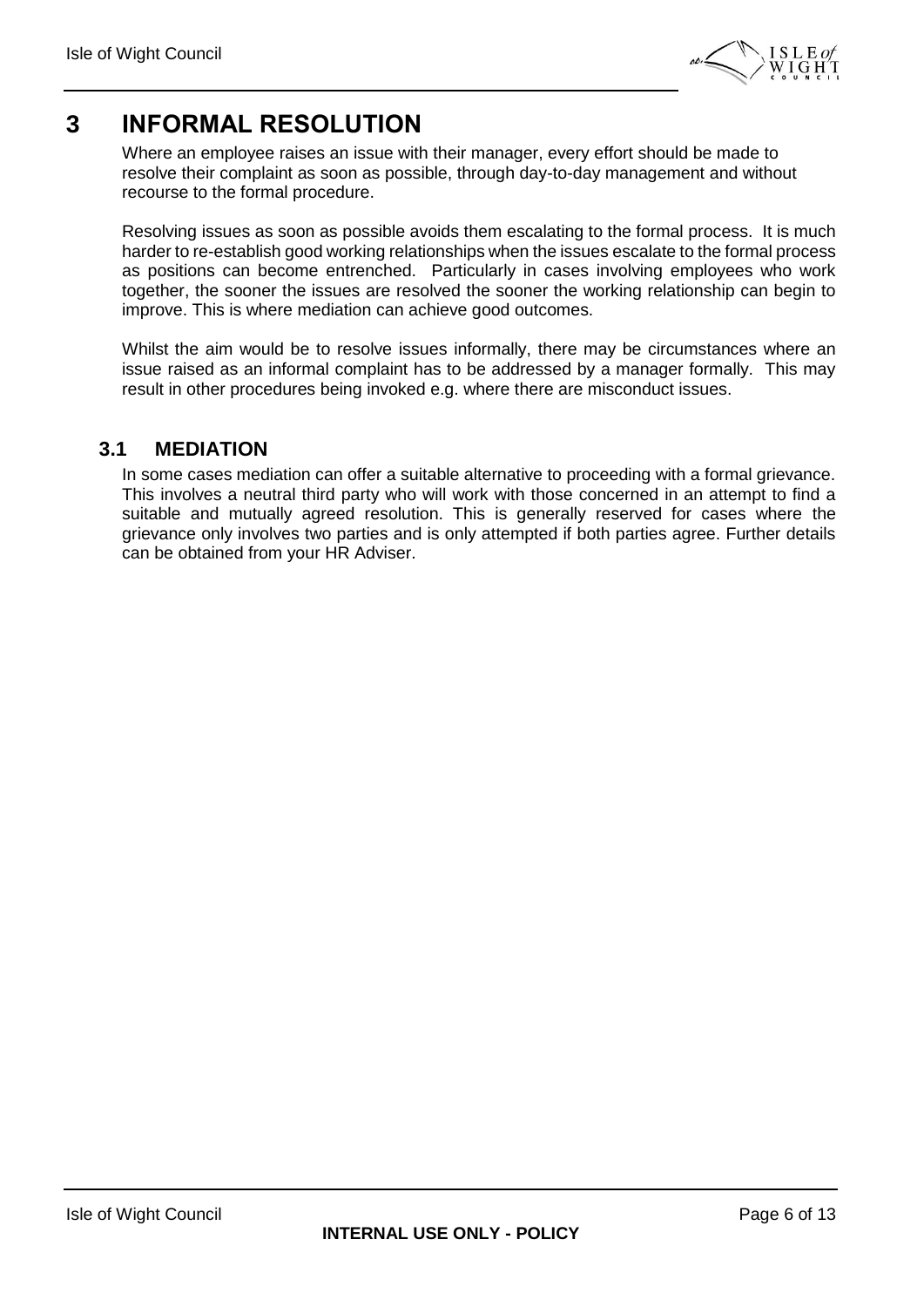# 3 INFORMAL RESOLUTION

Where an employee raises an issue with their manager, every effort should be made to resolve their complaint as soon as possible, through day-to-day management and without recourse to the formal procedure.

Resolving issues as soon as possible avoids them escalating to the formal process. It is much harder to re-establish good working relationships when the issues escalate to the formal process as positions can become entrenched. Particularly in cases involving employees who work together, the sooner the issues are resolved the sooner the working relationship can begin to improve. This is where mediation can achieve good outcomes.

Whilst the aim would be to resolve issues informally, there may be circumstances where an issue raised as an informal complaint has to be addressed by a manager formally. This may result in other procedures being invoked e.g. where there are misconduct issues.

## 3.1 MEDIATION

In some cases mediation can offer a suitable alternative to proceeding with a formal grievance. This involves a neutral third party who will work with those concerned in an attempt to find a suitable and mutually agreed resolution. This is generally reserved for cases where the grievance only involves two parties and is only attempted if both parties agree. Further details can be obtained from your HR Adviser.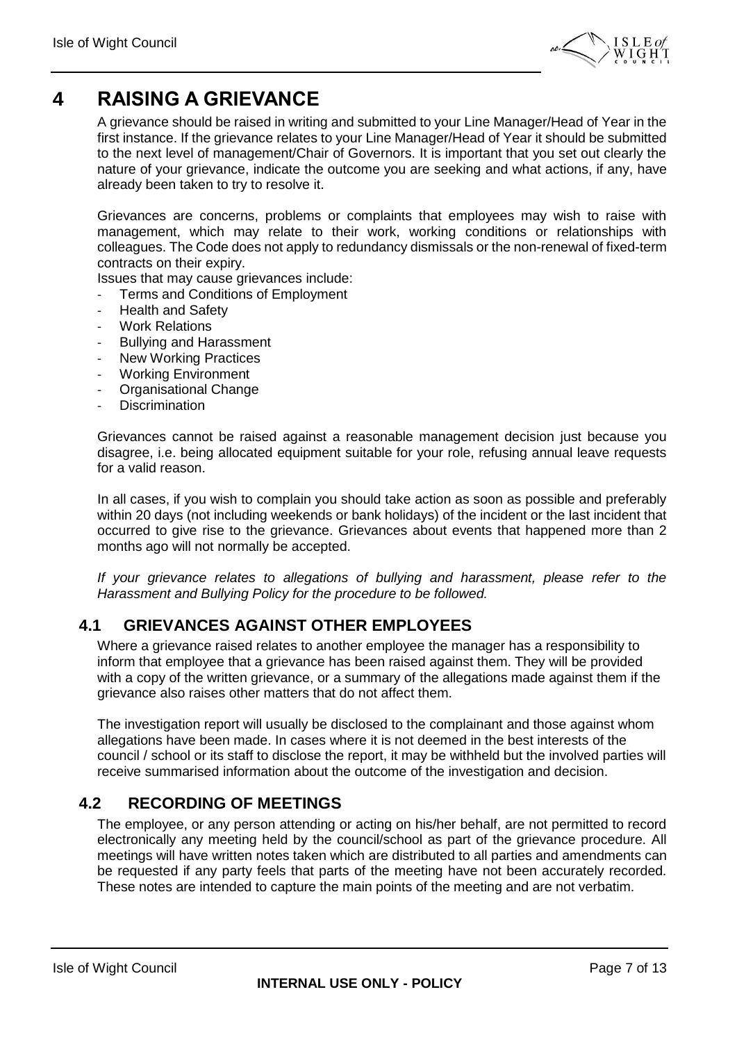# 4 RAISING A GRIEVANCE

A grievance should be raised in writing and submitted to your Line Manager/Head of Year in the first instance. If the grievance relates to your Line Manager/Head of Year it should be submitted to the next level of management/Chair of Governors. It is important that you set out clearly the nature of your grievance, indicate the outcome you are seeking and what actions, if any, have already been taken to try to resolve it.

Grievances are concerns, problems or complaints that employees may wish to raise with management, which may relate to their work, working conditions or relationships with colleagues. The Code does not apply to redundancy dismissals or the non-renewal of fixed-term contracts on their expiry.

Issues that may cause grievances include:

- Terms and Conditions of Employment
- Health and Safety
- Work Relations
- Bullying and Harassment
- New Working Practices
- Working Environment
- Organisational Change
- Discrimination

Grievances cannot be raised against a reasonable management decision just because you disagree, i.e. being allocated equipment suitable for your role, refusing annual leave requests for a valid reason.

In all cases, if you wish to complain you should take action as soon as possible and preferably within 20 days (not including weekends or bank holidays) of the incident or the last incident that occurred to give rise to the grievance. Grievances about events that happened more than 2 months ago will not normally be accepted.

*If your grievance relates to allegations of bullying and harassment, please refer to the Harassment and Bullying Policy for the procedure to be followed.*

## 4.1 GRIEVANCES AGAINST OTHER EMPLOYEES

Where a grievance raised relates to another employee the manager has a responsibility to inform that employee that a grievance has been raised against them. They will be provided with a copy of the written grievance, or a summary of the allegations made against them if the grievance also raises other matters that do not affect them.

The investigation report will usually be disclosed to the complainant and those against whom allegations have been made. In cases where it is not deemed in the best interests of the council / school or its staff to disclose the report, it may be withheld but the involved parties will receive summarised information about the outcome of the investigation and decision.

## 4.2 RECORDING OF MEETINGS

The employee, or any person attending or acting on his/her behalf, are not permitted to record electronically any meeting held by the council/school as part of the grievance procedure. All meetings will have written notes taken which are distributed to all parties and amendments can be requested if any party feels that parts of the meeting have not been accurately recorded. These notes are intended to capture the main points of the meeting and are not verbatim.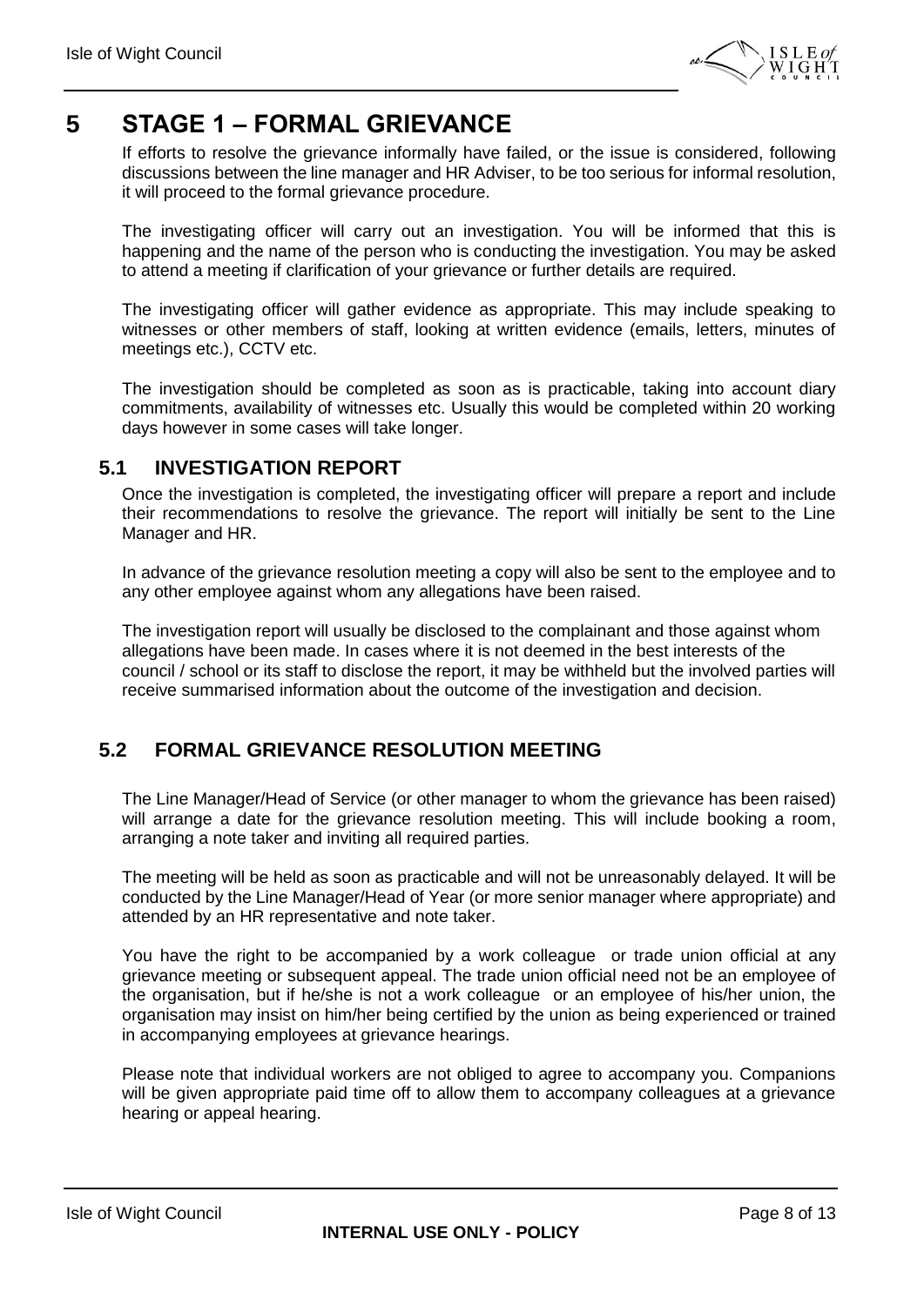# 5 STAGE 1 – FORMAL GRIEVANCE

If efforts to resolve the grievance informally have failed, or the issue is considered, following discussions between the line manager and HR Adviser, to be too serious for informal resolution, it will proceed to the formal grievance procedure.

The investigating officer will carry out an investigation. You will be informed that this is happening and the name of the person who is conducting the investigation. You may be asked to attend a meeting if clarification of your grievance or further details are required.

The investigating officer will gather evidence as appropriate. This may include speaking to witnesses or other members of staff, looking at written evidence (emails, letters, minutes of meetings etc.), CCTV etc.

The investigation should be completed as soon as is practicable, taking into account diary commitments, availability of witnesses etc. Usually this would be completed within 20 working days however in some cases will take longer.

## 5.1 INVESTIGATION REPORT

Once the investigation is completed, the investigating officer will prepare a report and include their recommendations to resolve the grievance. The report will initially be sent to the Line Manager and HR.

In advance of the grievance resolution meeting a copy will also be sent to the employee and to any other employee against whom any allegations have been raised.

The investigation report will usually be disclosed to the complainant and those against whom allegations have been made. In cases where it is not deemed in the best interests of the council / school or its staff to disclose the report, it may be withheld but the involved parties will receive summarised information about the outcome of the investigation and decision.

## 5.2 FORMAL GRIEVANCE RESOLUTION MEETING

The Line Manager/Head of Service (or other manager to whom the grievance has been raised) will arrange a date for the grievance resolution meeting. This will include booking a room, arranging a note taker and inviting all required parties.

The meeting will be held as soon as practicable and will not be unreasonably delayed. It will be conducted by the Line Manager/Head of Year (or more senior manager where appropriate) and attended by an HR representative and note taker.

You have the right to be accompanied by a work colleague or trade union official at any grievance meeting or subsequent appeal. The trade union official need not be an employee of the organisation, but if he/she is not a work colleague or an employee of his/her union, the organisation may insist on him/her being certified by the union as being experienced or trained in accompanying employees at grievance hearings.

Please note that individual workers are not obliged to agree to accompany you. Companions will be given appropriate paid time off to allow them to accompany colleagues at a grievance hearing or appeal hearing.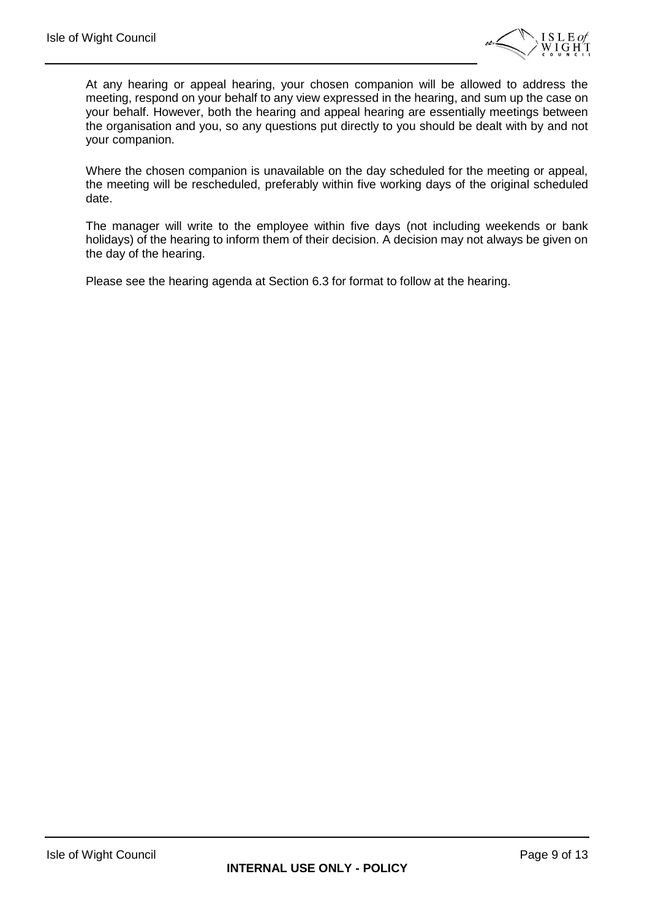At any hearing or appeal hearing, your chosen companion will be allowed to address the meeting, respond on your behalf to any view expressed in the hearing, and sum up the case on your behalf. However, both the hearing and appeal hearing are essentially meetings between the organisation and you, so any questions put directly to you should be dealt with by and not your companion.

Where the chosen companion is unavailable on the day scheduled for the meeting or appeal, the meeting will be rescheduled, preferably within five working days of the original scheduled date.

The manager will write to the employee within five days (not including weekends or bank holidays) of the hearing to inform them of their decision. A decision may not always be given on the day of the hearing.

Please see the hearing agenda at Section 6.3 for format to follow at the hearing.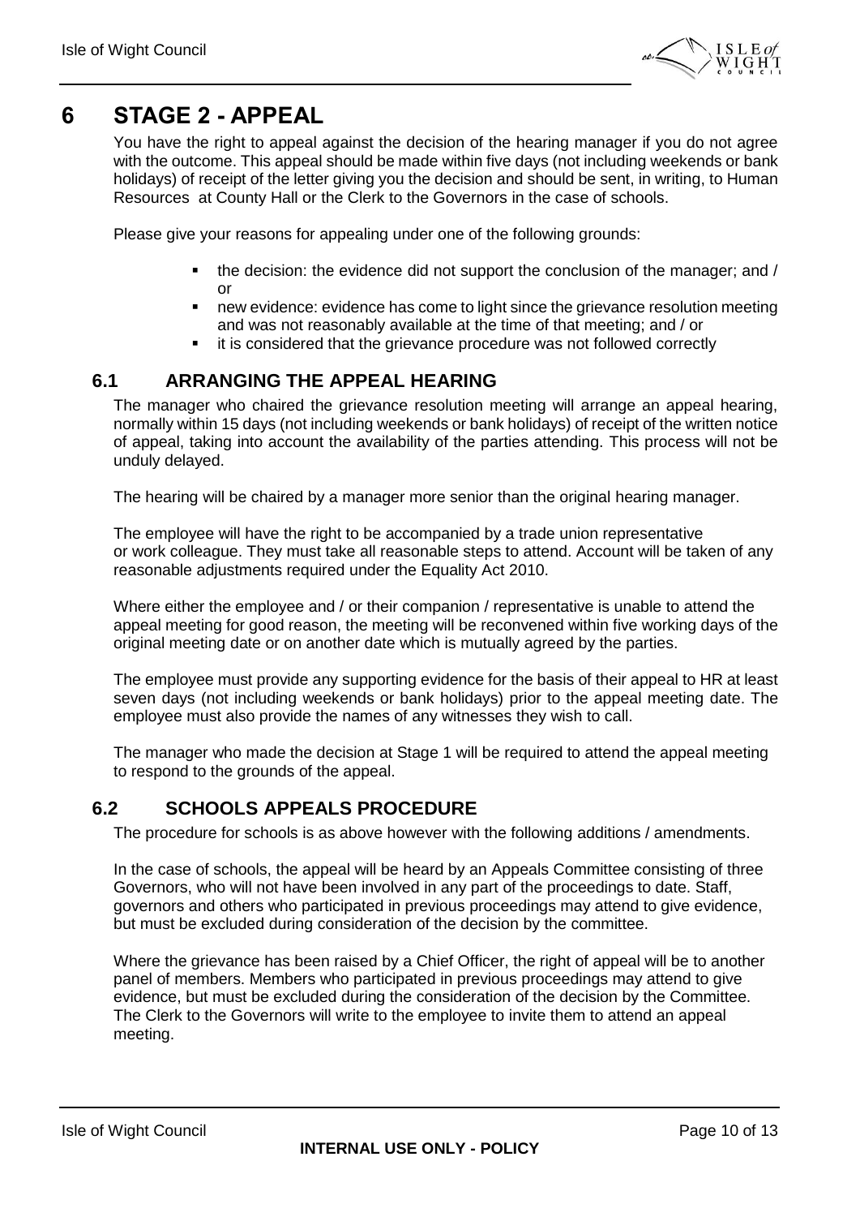# 6 STAGE 2 - APPEAL

You have the right to appeal against the decision of the hearing manager if you do not agree with the outcome. This appeal should be made within five days (not including weekends or bank holidays) of receipt of the letter giving you the decision and should be sent, in writing, to Human Resources at County Hall or the Clerk to the Governors in the case of schools.

Please give your reasons for appealing under one of the following grounds:

- the decision: the evidence did not support the conclusion of the manager; and / or
- new evidence: evidence has come to light since the grievance resolution meeting and was not reasonably available at the time of that meeting; and / or
- it is considered that the grievance procedure was not followed correctly

## 6.1 ARRANGING THE APPEAL HEARING

The manager who chaired the grievance resolution meeting will arrange an appeal hearing, normally within 15 days (not including weekends or bank holidays) of receipt of the written notice of appeal, taking into account the availability of the parties attending. This process will not be unduly delayed.

The hearing will be chaired by a manager more senior than the original hearing manager.

The employee will have the right to be accompanied by a trade union representative or work colleague. They must take all reasonable steps to attend. Account will be taken of any reasonable adjustments required under the Equality Act 2010.

Where either the employee and / or their companion / representative is unable to attend the appeal meeting for good reason, the meeting will be reconvened within five working days of the original meeting date or on another date which is mutually agreed by the parties.

The employee must provide any supporting evidence for the basis of their appeal to HR at least seven days (not including weekends or bank holidays) prior to the appeal meeting date. The employee must also provide the names of any witnesses they wish to call.

The manager who made the decision at Stage 1 will be required to attend the appeal meeting to respond to the grounds of the appeal.

## 6.2 SCHOOLS APPEALS PROCEDURE

The procedure for schools is as above however with the following additions / amendments.

In the case of schools, the appeal will be heard by an Appeals Committee consisting of three Governors, who will not have been involved in any part of the proceedings to date. Staff, governors and others who participated in previous proceedings may attend to give evidence, but must be excluded during consideration of the decision by the committee.

Where the grievance has been raised by a Chief Officer, the right of appeal will be to another panel of members. Members who participated in previous proceedings may attend to give evidence, but must be excluded during the consideration of the decision by the Committee. The Clerk to the Governors will write to the employee to invite them to attend an appeal meeting.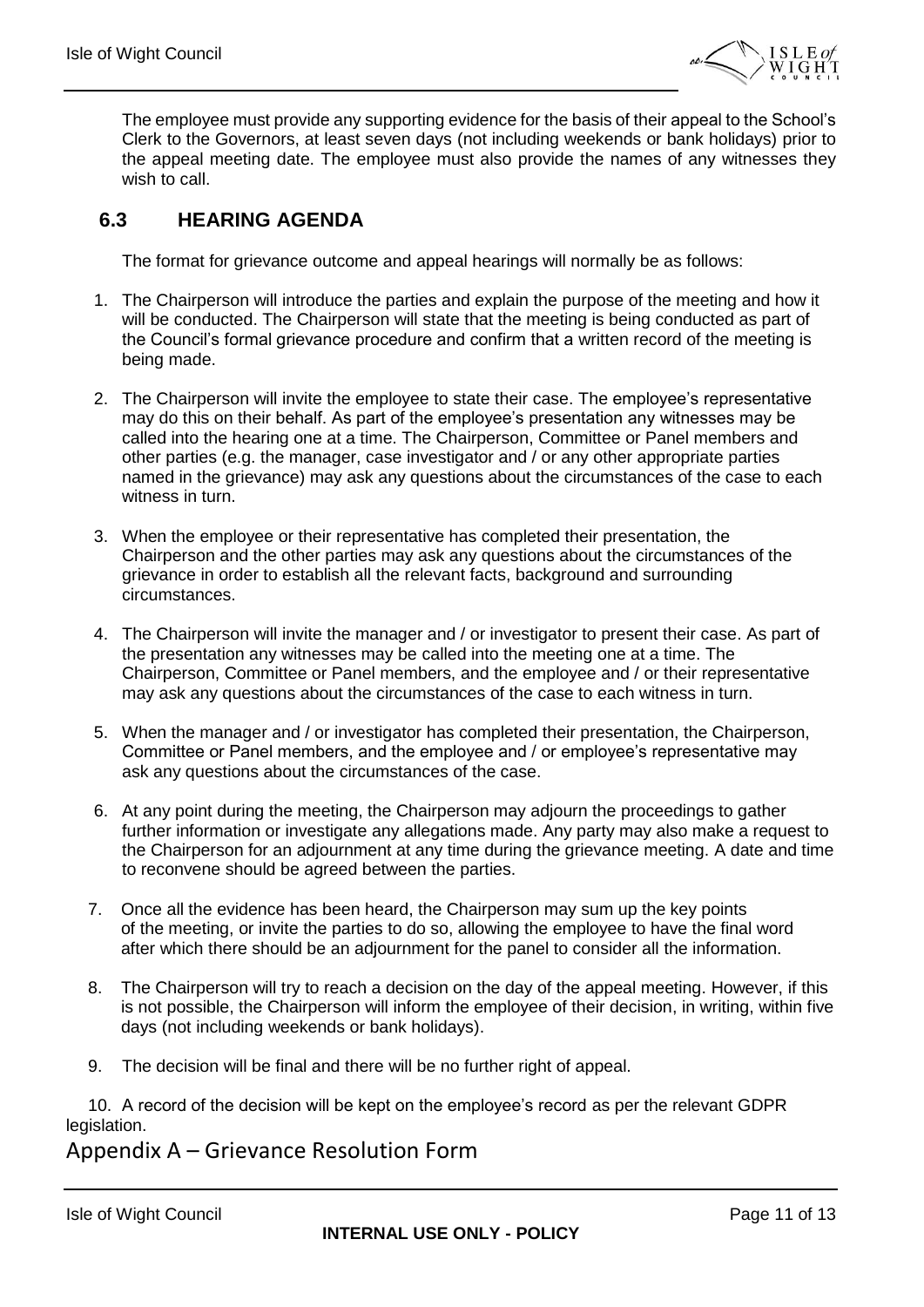The employee must provide any supporting evidence for the basis of their appeal to the School's Clerk to the Governors, at least seven days (not including weekends or bank holidays) prior to the appeal meeting date. The employee must also provide the names of any witnesses they wish to call.

## 6.3 HEARING AGENDA

The format for grievance outcome and appeal hearings will normally be as follows:

1. The Chairperson will introduce the parties and explain the purpose of the meeting and how it will be conducted. The Chairperson will state that the meeting is being conducted as part of the Council's formal grievance procedure and confirm that a written record of the meeting is being made.

2. The Chairperson will invite the employee to state their case. The employee's representative may do this on their behalf. As part of the employee's presentation any witnesses may be called into the hearing one at a time. The Chairperson, Committee or Panel members and other parties (e.g. the manager, case investigator and / or any other appropriate parties named in the grievance) may ask any questions about the circumstances of the case to each witness in turn.

3. When the employee or their representative has completed their presentation, the Chairperson and the other parties may ask any questions about the circumstances of the grievance in order to establish all the relevant facts, background and surrounding circumstances.

4. The Chairperson will invite the manager and / or investigator to present their case. As part of the presentation any witnesses may be called into the meeting one at a time. The Chairperson, Committee or Panel members, and the employee and / or their representative may ask any questions about the circumstances of the case to each witness in turn.

5. When the manager and / or investigator has completed their presentation, the Chairperson, Committee or Panel members, and the employee and / or employee's representative may ask any questions about the circumstances of the case.

6. At any point during the meeting, the Chairperson may adjourn the proceedings to gather further information or investigate any allegations made. Any party may also make a request to the Chairperson for an adjournment at any time during the grievance meeting. A date and time to reconvene should be agreed between the parties.

7. Once all the evidence has been heard, the Chairperson may sum up the key points of the meeting, or invite the parties to do so, allowing the employee to have the final word after which there should be an adjournment for the panel to consider all the information.

8. The Chairperson will try to reach a decision on the day of the appeal meeting. However, if this is not possible, the Chairperson will inform the employee of their decision, in writing, within five days (not including weekends or bank holidays).

9. The decision will be final and there will be no further right of appeal.

10. A record of the decision will be kept on the employee's record as per the relevant GDPR legislation.

# Appendix A – Grievance Resolution Form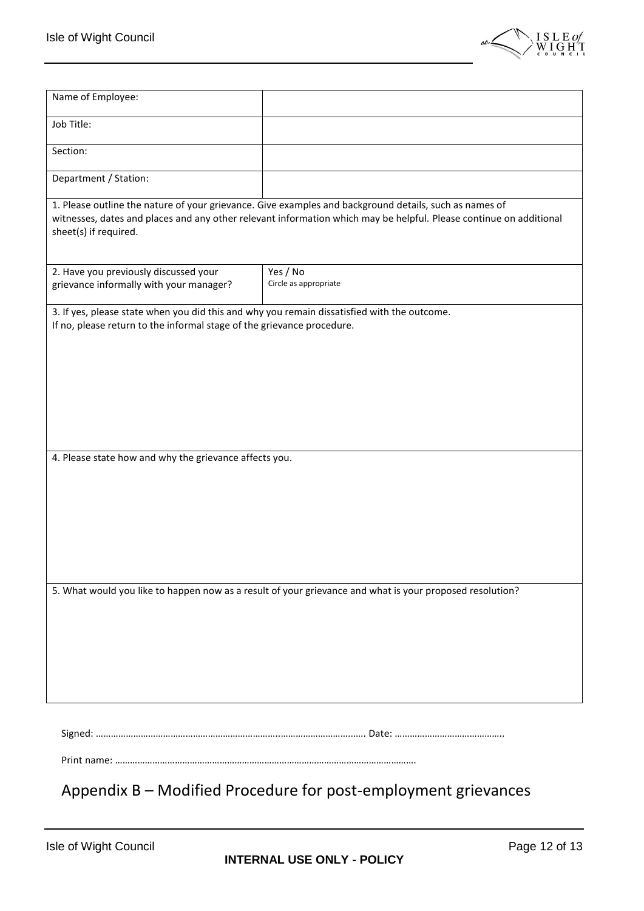| Name of Employee: | |
|---|---|
| Job Title: | |
| Section: | |
| Department / Station: | |
| 1. Please outline the nature of your grievance. Give examples and background details, such as names of witnesses, dates and places and any other relevant information which may be helpful. Please continue on additional sheet(s) if required. | |
| 2. Have you previously discussed your grievance informally with your manager? | Yes / No<br>Circle as appropriate |
| 3. If yes, please state when you did this and why you remain dissatisfied with the outcome.<br>If no, please return to the informal stage of the grievance procedure. | |
| 4. Please state how and why the grievance affects you. | |
| 5. What would you like to happen now as a result of your grievance and what is your proposed resolution? | |

Signed: …………………………………………………………………..…………………………. Date: ……………………………………..

Print name: ……………………………………………………………………………………………………….

## Appendix B – Modified Procedure for post-employment grievances

INTERNAL USE ONLY - POLICY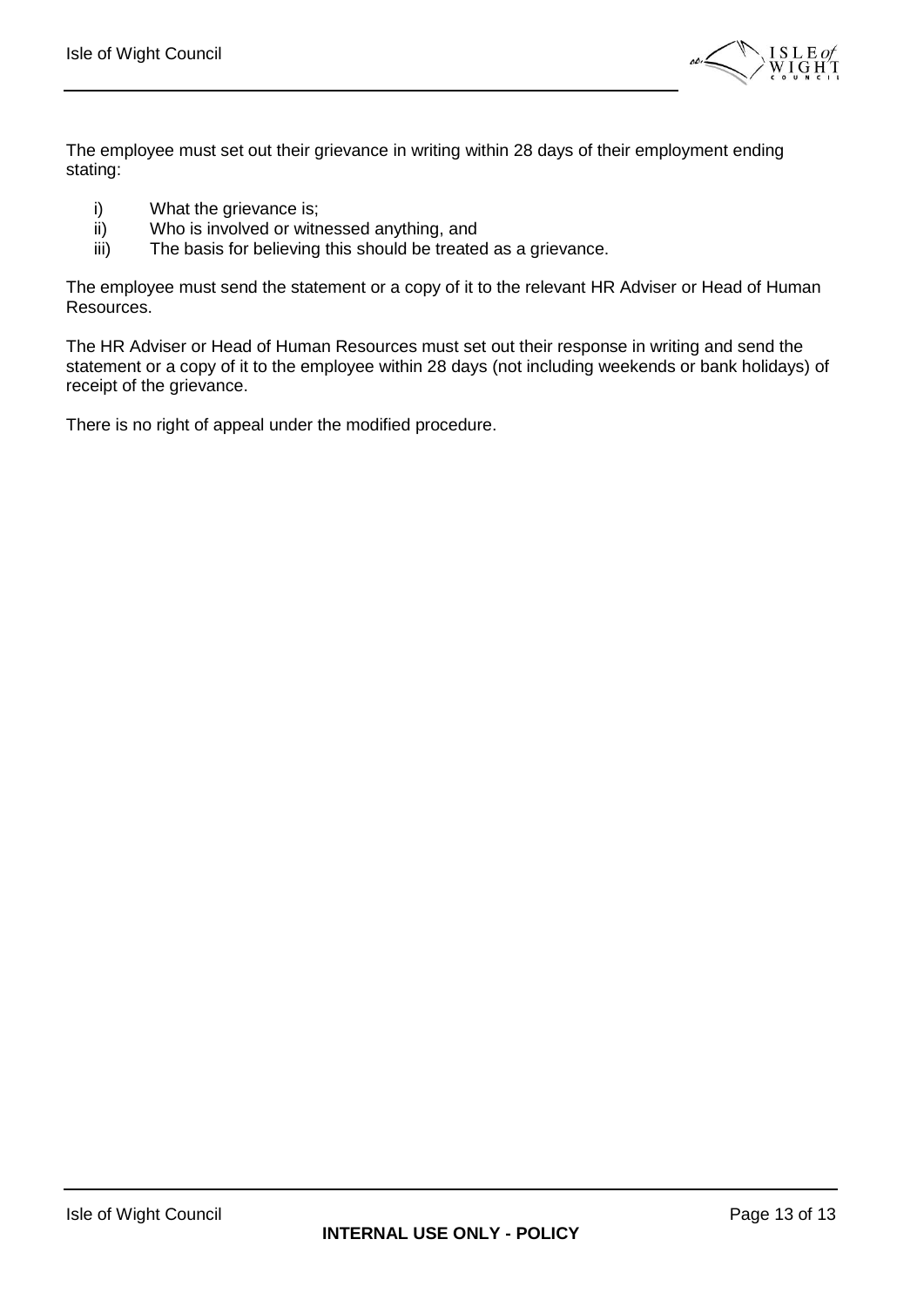The employee must set out their grievance in writing within 28 days of their employment ending stating:

i) What the grievance is;
ii) Who is involved or witnessed anything, and
iii) The basis for believing this should be treated as a grievance.

The employee must send the statement or a copy of it to the relevant HR Adviser or Head of Human Resources.

The HR Adviser or Head of Human Resources must set out their response in writing and send the statement or a copy of it to the employee within 28 days (not including weekends or bank holidays) of receipt of the grievance.

There is no right of appeal under the modified procedure.